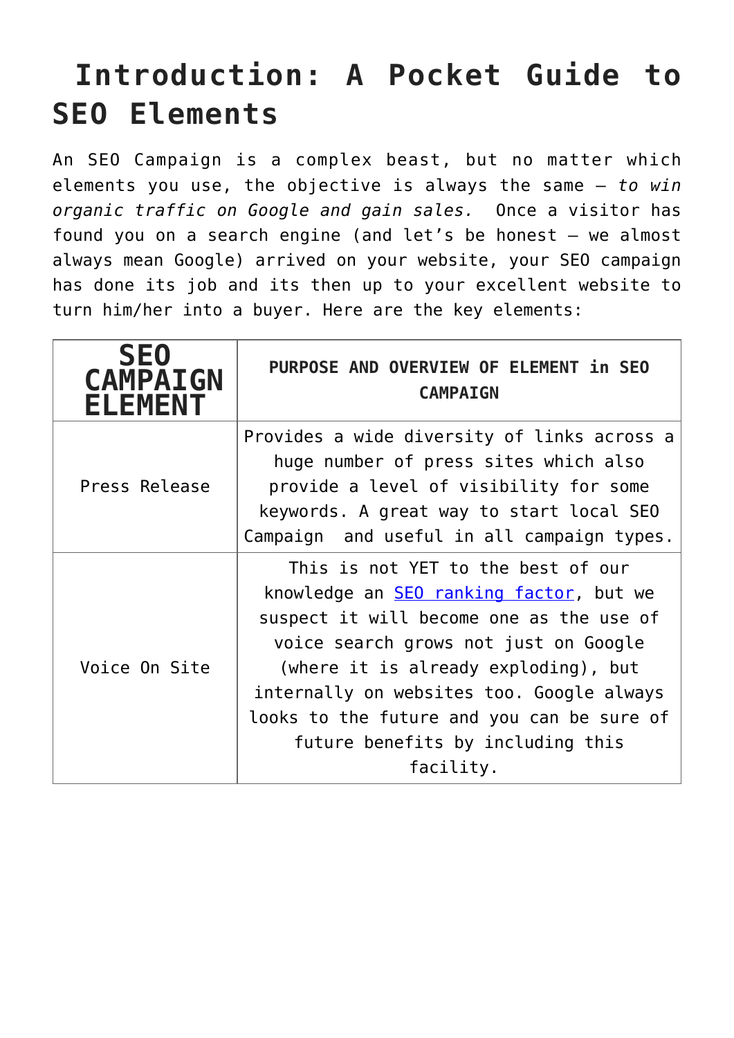# Introduction: A Pocket Guide to SEO Elements

An SEO Campaign is a complex beast, but no matter which elements you use, the objective is always the same – *to win organic traffic on Google and gain sales.* Once a visitor has found you on a search engine (and let's be honest – we almost always mean Google) arrived on your website, your SEO campaign has done its job and its then up to your excellent website to turn him/her into a buyer. Here are the key elements:

| SEO CAMPAIGN ELEMENT | PURPOSE AND OVERVIEW OF ELEMENT in SEO CAMPAIGN |
|---|---|
| Press Release | Provides a wide diversity of links across a huge number of press sites which also provide a level of visibility for some keywords. A great way to start local SEO Campaign and useful in all campaign types. |
| Voice On Site | This is not YET to the best of our knowledge an SEO ranking factor, but we suspect it will become one as the use of voice search grows not just on Google (where it is already exploding), but internally on websites too. Google always looks to the future and you can be sure of future benefits by including this facility. |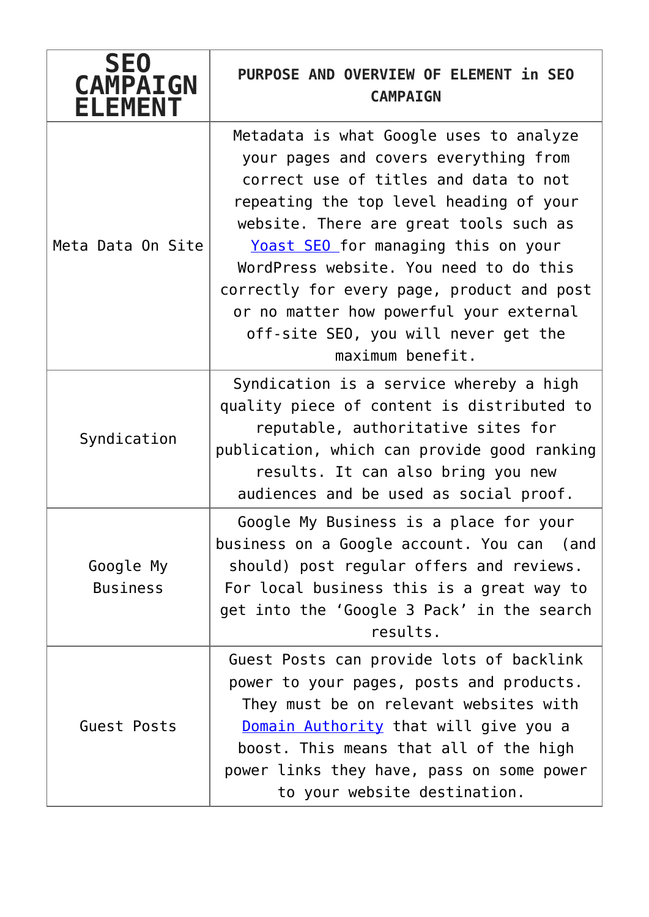| SEO CAMPAIGN ELEMENT | PURPOSE AND OVERVIEW OF ELEMENT in SEO CAMPAIGN |
|---|---|
| Meta Data On Site | Metadata is what Google uses to analyze your pages and covers everything from correct use of titles and data to not repeating the top level heading of your website. There are great tools such as Yoast SEO for managing this on your WordPress website. You need to do this correctly for every page, product and post or no matter how powerful your external off-site SEO, you will never get the maximum benefit. |
| Syndication | Syndication is a service whereby a high quality piece of content is distributed to reputable, authoritative sites for publication, which can provide good ranking results. It can also bring you new audiences and be used as social proof. |
| Google My Business | Google My Business is a place for your business on a Google account. You can (and should) post regular offers and reviews. For local business this is a great way to get into the 'Google 3 Pack' in the search results. |
| Guest Posts | Guest Posts can provide lots of backlink power to your pages, posts and products. They must be on relevant websites with Domain Authority that will give you a boost. This means that all of the high power links they have, pass on some power to your website destination. |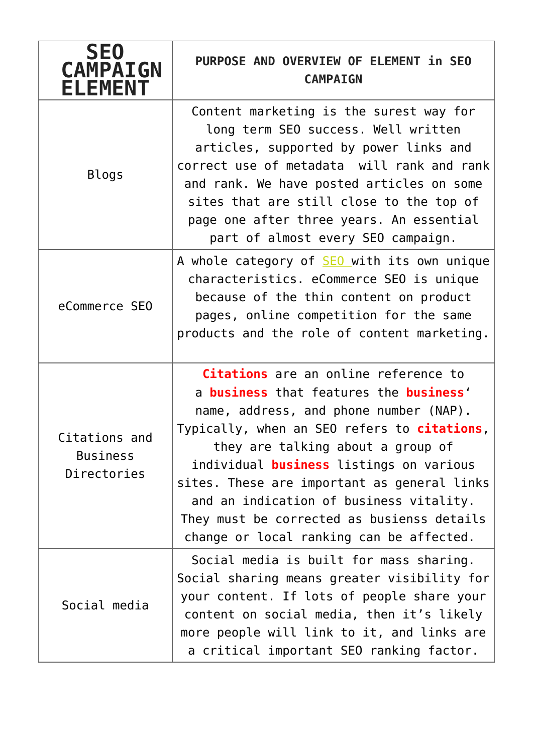| SEO CAMPAIGN ELEMENT | PURPOSE AND OVERVIEW OF ELEMENT in SEO CAMPAIGN |
|---|---|
| Blogs | Content marketing is the surest way for long term SEO success. Well written articles, supported by power links and correct use of metadata will rank and rank and rank. We have posted articles on some sites that are still close to the top of page one after three years. An essential part of almost every SEO campaign. |
| eCommerce SEO | A whole category of SEO with its own unique characteristics. eCommerce SEO is unique because of the thin content on product pages, online competition for the same products and the role of content marketing. |
| Citations and Business Directories | **Citations** are an online reference to a **business** that features the **business**' name, address, and phone number (NAP). Typically, when an SEO refers to **citations**, they are talking about a group of individual **business** listings on various sites. These are important as general links and an indication of business vitality. They must be corrected as busienss details change or local ranking can be affected. |
| Social media | Social media is built for mass sharing. Social sharing means greater visibility for your content. If lots of people share your content on social media, then it's likely more people will link to it, and links are a critical important SEO ranking factor. |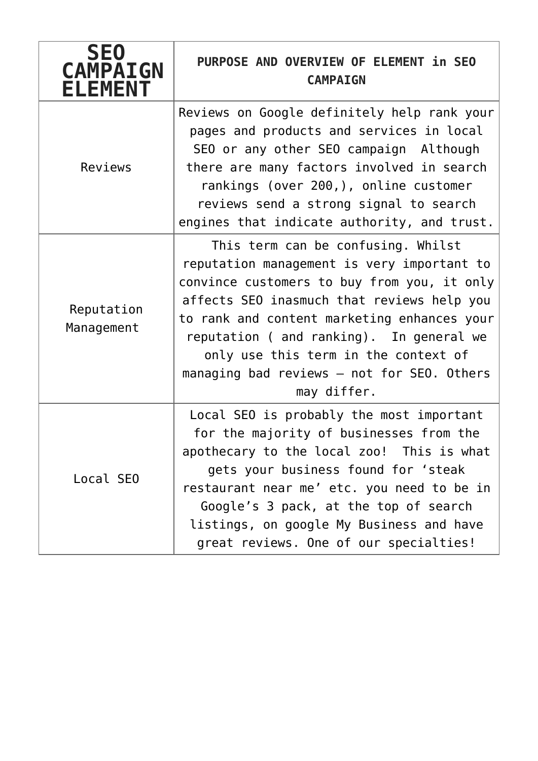| SEO CAMPAIGN ELEMENT | PURPOSE AND OVERVIEW OF ELEMENT in SEO CAMPAIGN |
|---|---|
| Reviews | Reviews on Google definitely help rank your pages and products and services in local SEO or any other SEO campaign  Although there are many factors involved in search rankings (over 200,), online customer reviews send a strong signal to search engines that indicate authority, and trust. |
| Reputation Management | This term can be confusing. Whilst reputation management is very important to convince customers to buy from you, it only affects SEO inasmuch that reviews help you to rank and content marketing enhances your reputation ( and ranking).  In general we only use this term in the context of managing bad reviews – not for SEO. Others may differ. |
| Local SEO | Local SEO is probably the most important for the majority of businesses from the apothecary to the local zoo!  This is what gets your business found for 'steak restaurant near me' etc. you need to be in Google's 3 pack, at the top of search listings, on google My Business and have great reviews. One of our specialties! |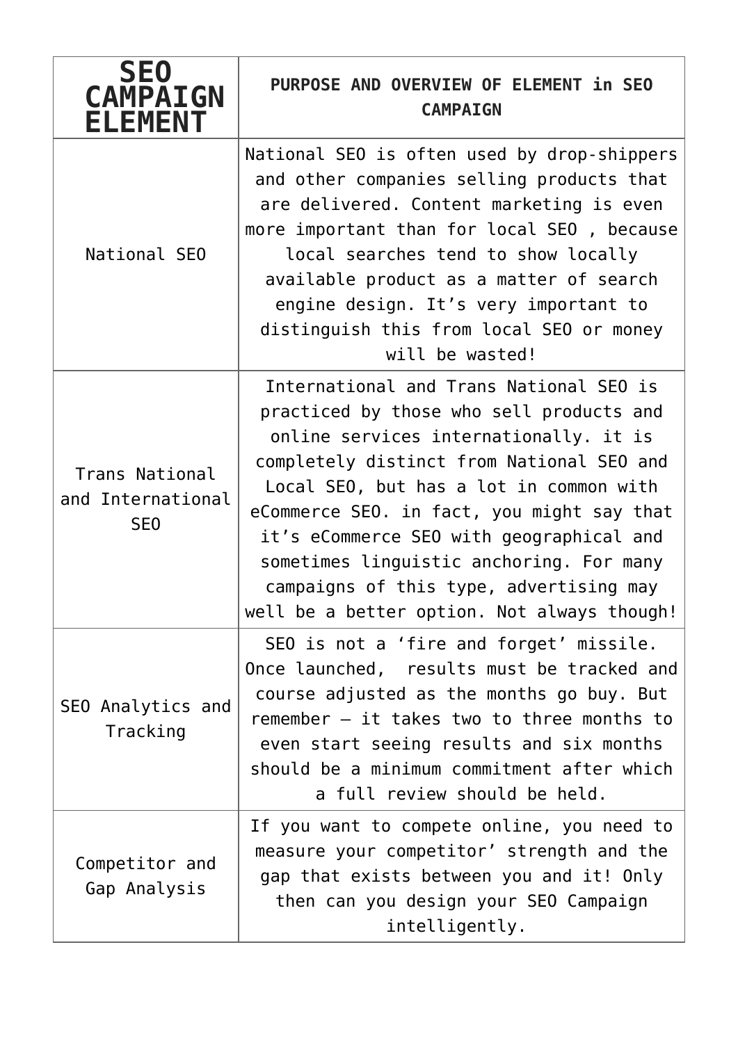| SEO CAMPAIGN ELEMENT | PURPOSE AND OVERVIEW OF ELEMENT in SEO CAMPAIGN |
|---|---|
| National SEO | National SEO is often used by drop-shippers and other companies selling products that are delivered. Content marketing is even more important than for local SEO , because local searches tend to show locally available product as a matter of search engine design. It's very important to distinguish this from local SEO or money will be wasted! |
| Trans National and International SEO | International and Trans National SEO is practiced by those who sell products and online services internationally. it is completely distinct from National SEO and Local SEO, but has a lot in common with eCommerce SEO. in fact, you might say that it's eCommerce SEO with geographical and sometimes linguistic anchoring. For many campaigns of this type, advertising may well be a better option. Not always though! |
| SEO Analytics and Tracking | SEO is not a 'fire and forget' missile. Once launched, results must be tracked and course adjusted as the months go buy. But remember – it takes two to three months to even start seeing results and six months should be a minimum commitment after which a full review should be held. |
| Competitor and Gap Analysis | If you want to compete online, you need to measure your competitor' strength and the gap that exists between you and it! Only then can you design your SEO Campaign intelligently. |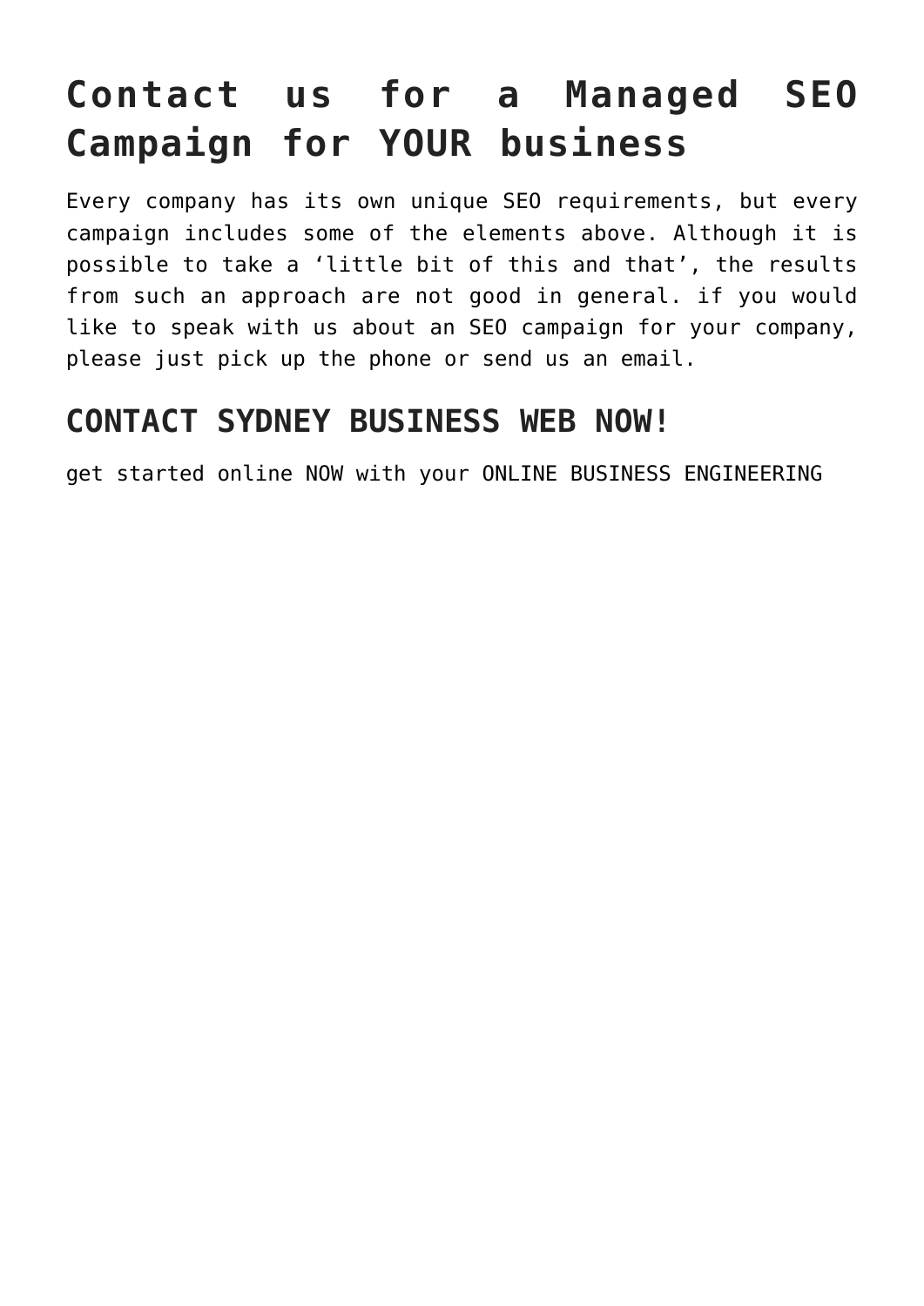# Contact us for a Managed SEO Campaign for YOUR business

Every company has its own unique SEO requirements, but every campaign includes some of the elements above. Although it is possible to take a ‘little bit of this and that’, the results from such an approach are not good in general. if you would like to speak with us about an SEO campaign for your company, please just pick up the phone or send us an email.

## CONTACT SYDNEY BUSINESS WEB NOW!

get started online NOW with your ONLINE BUSINESS ENGINEERING